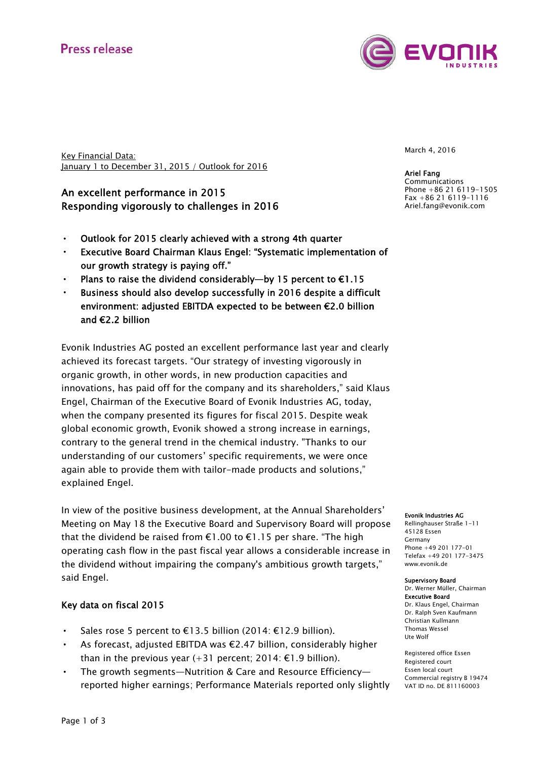Press release

March 4, 2016

**Ariel Fang**
Communications
Phone +86 21 6119-1505
Fax +86 21 6119-1116
Ariel.fang@evonik.com

Key Financial Data:
January 1 to December 31, 2015 / Outlook for 2016

## An excellent performance in 2015
## Responding vigorously to challenges in 2016

- **Outlook for 2015 clearly achieved with a strong 4th quarter**
- **Executive Board Chairman Klaus Engel: "Systematic implementation of our growth strategy is paying off."**
- **Plans to raise the dividend considerably—by 15 percent to €1.15**
- **Business should also develop successfully in 2016 despite a difficult environment: adjusted EBITDA expected to be between €2.0 billion and €2.2 billion**

Evonik Industries AG posted an excellent performance last year and clearly achieved its forecast targets. "Our strategy of investing vigorously in organic growth, in other words, in new production capacities and innovations, has paid off for the company and its shareholders," said Klaus Engel, Chairman of the Executive Board of Evonik Industries AG, today, when the company presented its figures for fiscal 2015. Despite weak global economic growth, Evonik showed a strong increase in earnings, contrary to the general trend in the chemical industry. "Thanks to our understanding of our customers' specific requirements, we were once again able to provide them with tailor-made products and solutions," explained Engel.

In view of the positive business development, at the Annual Shareholders' Meeting on May 18 the Executive Board and Supervisory Board will propose that the dividend be raised from €1.00 to €1.15 per share. "The high operating cash flow in the past fiscal year allows a considerable increase in the dividend without impairing the company's ambitious growth targets," said Engel.

### Key data on fiscal 2015

- Sales rose 5 percent to €13.5 billion (2014: €12.9 billion).
- As forecast, adjusted EBITDA was €2.47 billion, considerably higher than in the previous year (+31 percent; 2014: €1.9 billion).
- The growth segments—Nutrition & Care and Resource Efficiency—reported higher earnings; Performance Materials reported only slightly

**Evonik Industries AG**
Rellinghauser Straße 1-11
45128 Essen
Germany
Phone +49 201 177-01
Telefax +49 201 177-3475
www.evonik.de

**Supervisory Board**
Dr. Werner Müller, Chairman
**Executive Board**
Dr. Klaus Engel, Chairman
Dr. Ralph Sven Kaufmann
Christian Kullmann
Thomas Wessel
Ute Wolf

Registered office Essen
Registered court
Essen local court
Commercial registry B 19474
VAT ID no. DE 811160003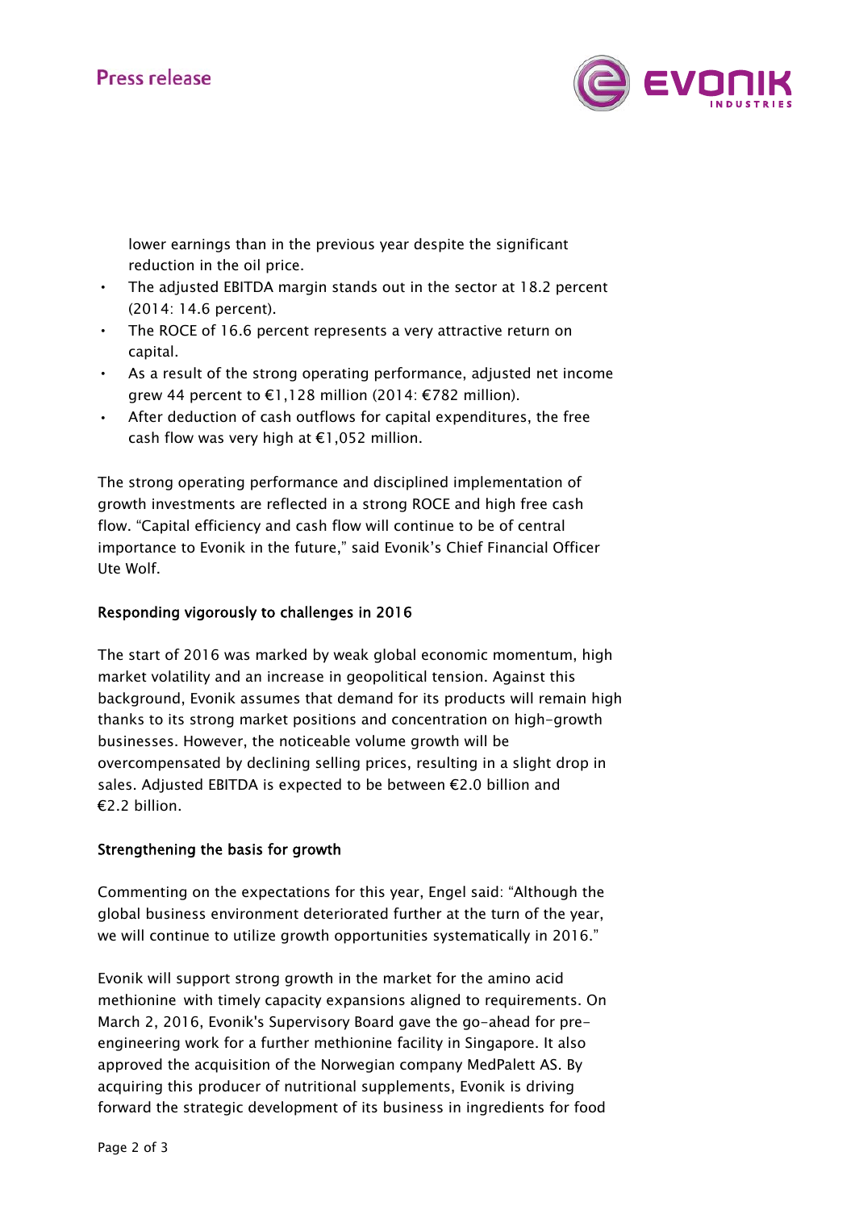lower earnings than in the previous year despite the significant reduction in the oil price.

- The adjusted EBITDA margin stands out in the sector at 18.2 percent (2014: 14.6 percent).
- The ROCE of 16.6 percent represents a very attractive return on capital.
- As a result of the strong operating performance, adjusted net income grew 44 percent to €1,128 million (2014: €782 million).
- After deduction of cash outflows for capital expenditures, the free cash flow was very high at €1,052 million.

The strong operating performance and disciplined implementation of growth investments are reflected in a strong ROCE and high free cash flow. “Capital efficiency and cash flow will continue to be of central importance to Evonik in the future,” said Evonik’s Chief Financial Officer Ute Wolf.

## Responding vigorously to challenges in 2016

The start of 2016 was marked by weak global economic momentum, high market volatility and an increase in geopolitical tension. Against this background, Evonik assumes that demand for its products will remain high thanks to its strong market positions and concentration on high-growth businesses. However, the noticeable volume growth will be overcompensated by declining selling prices, resulting in a slight drop in sales. Adjusted EBITDA is expected to be between €2.0 billion and €2.2 billion.

## Strengthening the basis for growth

Commenting on the expectations for this year, Engel said: “Although the global business environment deteriorated further at the turn of the year, we will continue to utilize growth opportunities systematically in 2016.”

Evonik will support strong growth in the market for the amino acid methionine with timely capacity expansions aligned to requirements. On March 2, 2016, Evonik's Supervisory Board gave the go-ahead for pre-engineering work for a further methionine facility in Singapore. It also approved the acquisition of the Norwegian company MedPalett AS. By acquiring this producer of nutritional supplements, Evonik is driving forward the strategic development of its business in ingredients for food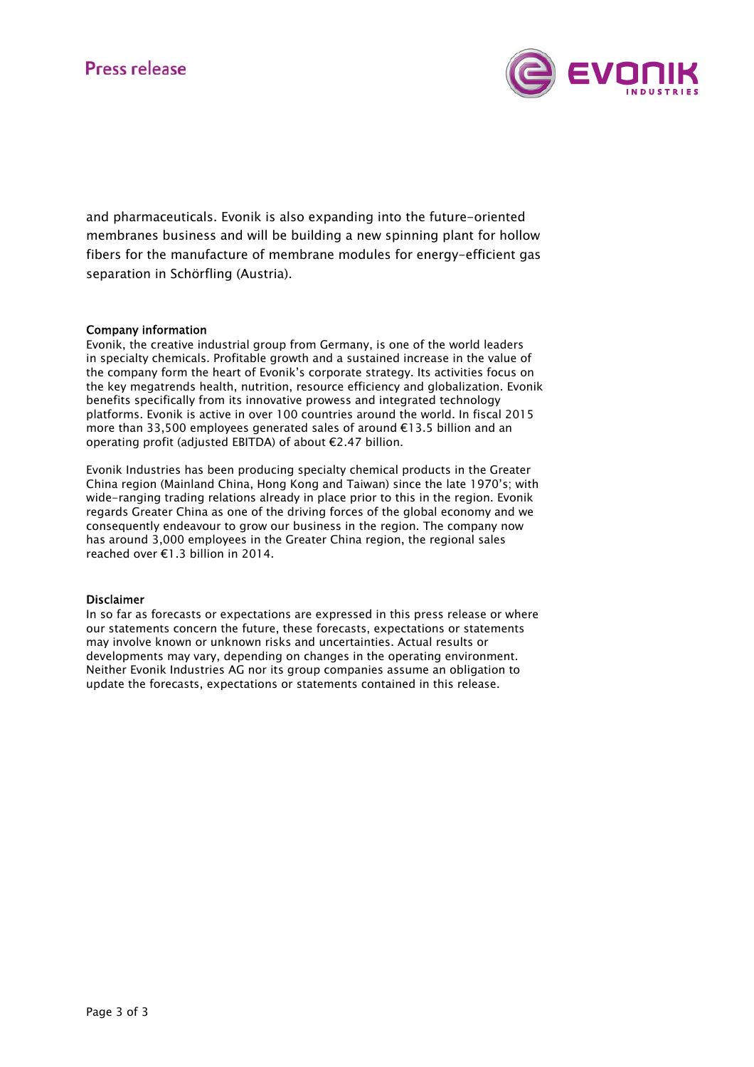and pharmaceuticals. Evonik is also expanding into the future-oriented membranes business and will be building a new spinning plant for hollow fibers for the manufacture of membrane modules for energy-efficient gas separation in Schörfling (Austria).

**Company information**

Evonik, the creative industrial group from Germany, is one of the world leaders in specialty chemicals. Profitable growth and a sustained increase in the value of the company form the heart of Evonik's corporate strategy. Its activities focus on the key megatrends health, nutrition, resource efficiency and globalization. Evonik benefits specifically from its innovative prowess and integrated technology platforms. Evonik is active in over 100 countries around the world. In fiscal 2015 more than 33,500 employees generated sales of around €13.5 billion and an operating profit (adjusted EBITDA) of about €2.47 billion.

Evonik Industries has been producing specialty chemical products in the Greater China region (Mainland China, Hong Kong and Taiwan) since the late 1970's; with wide-ranging trading relations already in place prior to this in the region. Evonik regards Greater China as one of the driving forces of the global economy and we consequently endeavour to grow our business in the region. The company now has around 3,000 employees in the Greater China region, the regional sales reached over €1.3 billion in 2014.

**Disclaimer**

In so far as forecasts or expectations are expressed in this press release or where our statements concern the future, these forecasts, expectations or statements may involve known or unknown risks and uncertainties. Actual results or developments may vary, depending on changes in the operating environment. Neither Evonik Industries AG nor its group companies assume an obligation to update the forecasts, expectations or statements contained in this release.